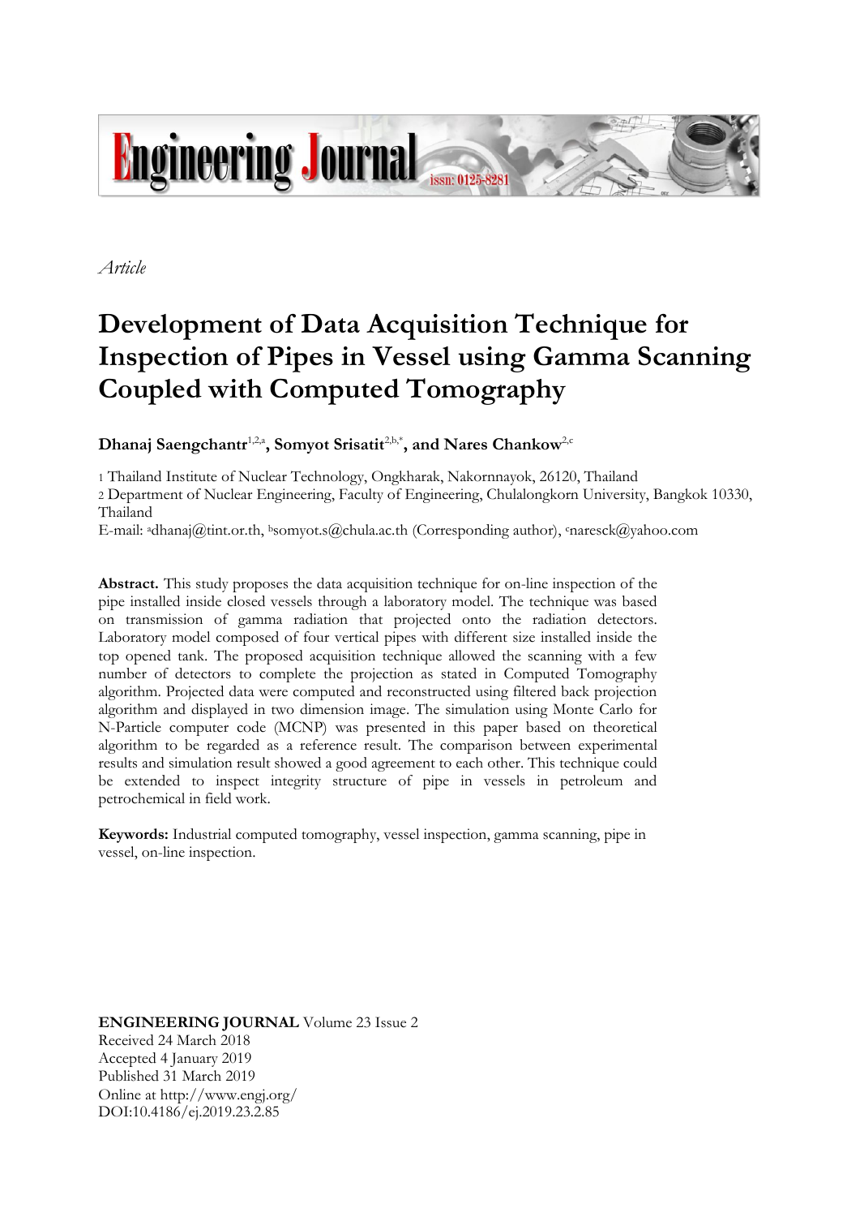*Article*

# Development of Data Acquisition Technique for Inspection of Pipes in Vessel using Gamma Scanning Coupled with Computed Tomography

**Dhanaj Saengchantr**[1,2,a]**, Somyot Srisatit**[2,b,*]**, and Nares Chankow**[2,c]

1 Thailand Institute of Nuclear Technology, Ongkharak, Nakornnayok, 26120, Thailand

2 Department of Nuclear Engineering, Faculty of Engineering, Chulalongkorn University, Bangkok 10330, Thailand

E-mail: [a]dhanaj@tint.or.th, [b]somyot.s@chula.ac.th (Corresponding author), [c]naresck@yahoo.com

**Abstract.** This study proposes the data acquisition technique for on-line inspection of the pipe installed inside closed vessels through a laboratory model. The technique was based on transmission of gamma radiation that projected onto the radiation detectors. Laboratory model composed of four vertical pipes with different size installed inside the top opened tank. The proposed acquisition technique allowed the scanning with a few number of detectors to complete the projection as stated in Computed Tomography algorithm. Projected data were computed and reconstructed using filtered back projection algorithm and displayed in two dimension image. The simulation using Monte Carlo for N-Particle computer code (MCNP) was presented in this paper based on theoretical algorithm to be regarded as a reference result. The comparison between experimental results and simulation result showed a good agreement to each other. This technique could be extended to inspect integrity structure of pipe in vessels in petroleum and petrochemical in field work.

**Keywords:** Industrial computed tomography, vessel inspection, gamma scanning, pipe in vessel, on-line inspection.

**ENGINEERING JOURNAL** Volume 23 Issue 2
Received 24 March 2018
Accepted 4 January 2019
Published 31 March 2019
Online at http://www.engj.org/
DOI:10.4186/ej.2019.23.2.85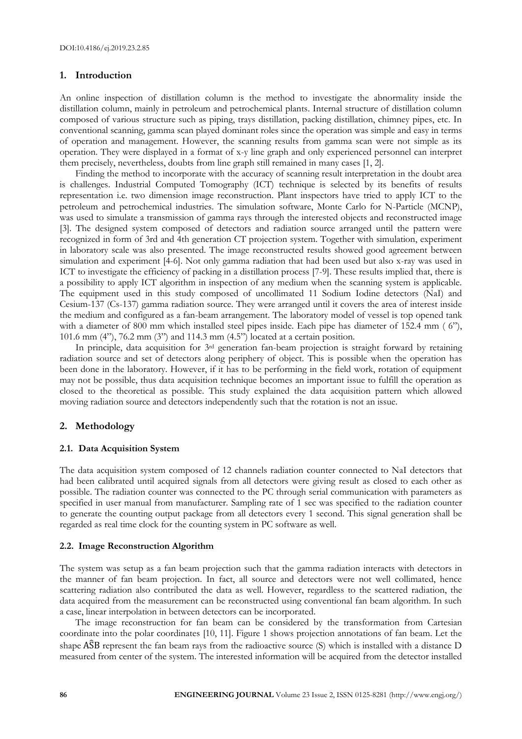## 1. Introduction

An online inspection of distillation column is the method to investigate the abnormality inside the distillation column, mainly in petroleum and petrochemical plants. Internal structure of distillation column composed of various structure such as piping, trays distillation, packing distillation, chimney pipes, etc. In conventional scanning, gamma scan played dominant roles since the operation was simple and easy in terms of operation and management. However, the scanning results from gamma scan were not simple as its operation. They were displayed in a format of x-y line graph and only experienced personnel can interpret them precisely, nevertheless, doubts from line graph still remained in many cases [1, 2].

Finding the method to incorporate with the accuracy of scanning result interpretation in the doubt area is challenges. Industrial Computed Tomography (ICT) technique is selected by its benefits of results representation i.e. two dimension image reconstruction. Plant inspectors have tried to apply ICT to the petroleum and petrochemical industries. The simulation software, Monte Carlo for N-Particle (MCNP), was used to simulate a transmission of gamma rays through the interested objects and reconstructed image [3]. The designed system composed of detectors and radiation source arranged until the pattern were recognized in form of 3rd and 4th generation CT projection system. Together with simulation, experiment in laboratory scale was also presented. The image reconstructed results showed good agreement between simulation and experiment [4-6]. Not only gamma radiation that had been used but also x-ray was used in ICT to investigate the efficiency of packing in a distillation process [7-9]. These results implied that, there is a possibility to apply ICT algorithm in inspection of any medium when the scanning system is applicable. The equipment used in this study composed of uncollimated 11 Sodium Iodine detectors (NaI) and Cesium-137 (Cs-137) gamma radiation source. They were arranged until it covers the area of interest inside the medium and configured as a fan-beam arrangement. The laboratory model of vessel is top opened tank with a diameter of 800 mm which installed steel pipes inside. Each pipe has diameter of 152.4 mm ( 6"), 101.6 mm (4"), 76.2 mm (3") and 114.3 mm (4.5") located at a certain position.

In principle, data acquisition for 3rd generation fan-beam projection is straight forward by retaining radiation source and set of detectors along periphery of object. This is possible when the operation has been done in the laboratory. However, if it has to be performing in the field work, rotation of equipment may not be possible, thus data acquisition technique becomes an important issue to fulfill the operation as closed to the theoretical as possible. This study explained the data acquisition pattern which allowed moving radiation source and detectors independently such that the rotation is not an issue.

## 2. Methodology

### 2.1. Data Acquisition System

The data acquisition system composed of 12 channels radiation counter connected to NaI detectors that had been calibrated until acquired signals from all detectors were giving result as closed to each other as possible. The radiation counter was connected to the PC through serial communication with parameters as specified in user manual from manufacturer. Sampling rate of 1 sec was specified to the radiation counter to generate the counting output package from all detectors every 1 second. This signal generation shall be regarded as real time clock for the counting system in PC software as well.

### 2.2. Image Reconstruction Algorithm

The system was setup as a fan beam projection such that the gamma radiation interacts with detectors in the manner of fan beam projection. In fact, all source and detectors were not well collimated, hence scattering radiation also contributed the data as well. However, regardless to the scattered radiation, the data acquired from the measurement can be reconstructed using conventional fan beam algorithm. In such a case, linear interpolation in between detectors can be incorporated.

The image reconstruction for fan beam can be considered by the transformation from Cartesian coordinate into the polar coordinates [10, 11]. Figure 1 shows projection annotations of fan beam. Let the shape $A\hat{S}B$ represent the fan beam rays from the radioactive source (S) which is installed with a distance D measured from center of the system. The interested information will be acquired from the detector installed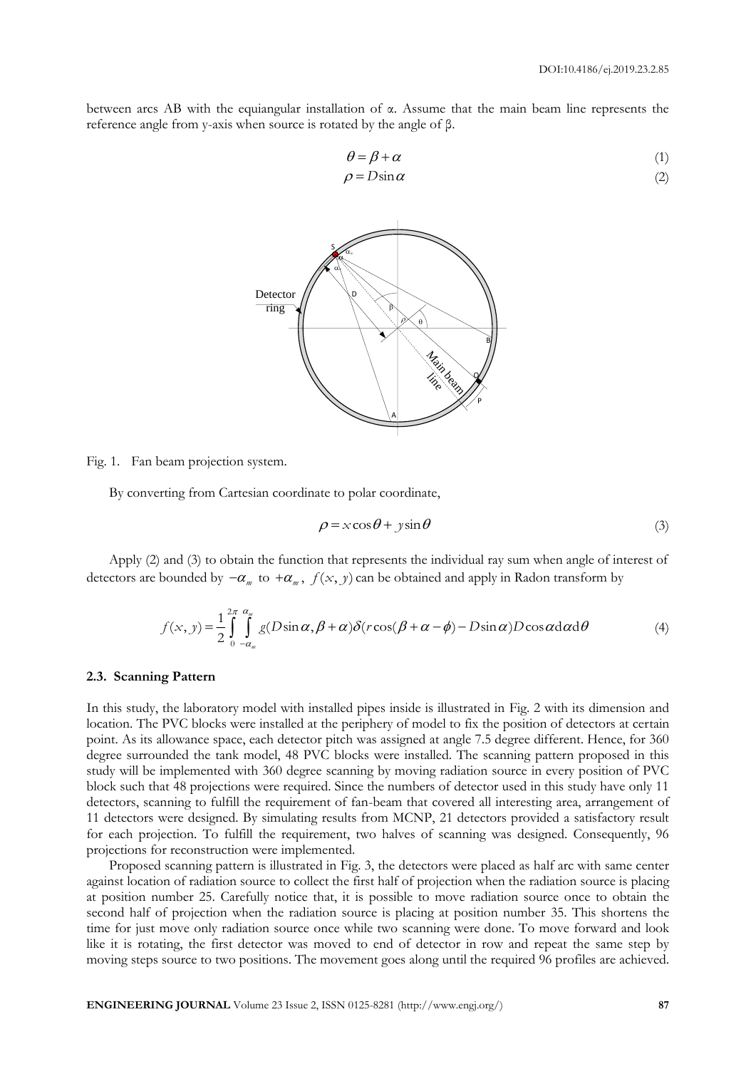between arcs AB with the equiangular installation of α. Assume that the main beam line represents the reference angle from y-axis when source is rotated by the angle of β.

$$\theta = \beta + \alpha \tag{1}$$

$$\rho = D\sin\alpha \tag{2}$$

Fig. 1. Fan beam projection system.

By converting from Cartesian coordinate to polar coordinate,

$$\rho = x\cos\theta + y\sin\theta \tag{3}$$

Apply (2) and (3) to obtain the function that represents the individual ray sum when angle of interest of detectors are bounded by $-\alpha_m$ to $+\alpha_m$, $f(x, y)$ can be obtained and apply in Radon transform by

$$f(x, y) = \frac{1}{2}\int_{0}^{2\pi}\int_{-\alpha_m}^{\alpha_m} g(D\sin\alpha, \beta+\alpha)\delta(r\cos(\beta+\alpha-\phi) - D\sin\alpha)D\cos\alpha \, d\alpha \, d\theta \tag{4}$$

### 2.3. Scanning Pattern

In this study, the laboratory model with installed pipes inside is illustrated in Fig. 2 with its dimension and location. The PVC blocks were installed at the periphery of model to fix the position of detectors at certain point. As its allowance space, each detector pitch was assigned at angle 7.5 degree different. Hence, for 360 degree surrounded the tank model, 48 PVC blocks were installed. The scanning pattern proposed in this study will be implemented with 360 degree scanning by moving radiation source in every position of PVC block such that 48 projections were required. Since the numbers of detector used in this study have only 11 detectors, scanning to fulfill the requirement of fan-beam that covered all interesting area, arrangement of 11 detectors were designed. By simulating results from MCNP, 21 detectors provided a satisfactory result for each projection. To fulfill the requirement, two halves of scanning was designed. Consequently, 96 projections for reconstruction were implemented.

Proposed scanning pattern is illustrated in Fig. 3, the detectors were placed as half arc with same center against location of radiation source to collect the first half of projection when the radiation source is placing at position number 25. Carefully notice that, it is possible to move radiation source once to obtain the second half of projection when the radiation source is placing at position number 35. This shortens the time for just move only radiation source once while two scanning were done. To move forward and look like it is rotating, the first detector was moved to end of detector in row and repeat the same step by moving steps source to two positions. The movement goes along until the required 96 profiles are achieved.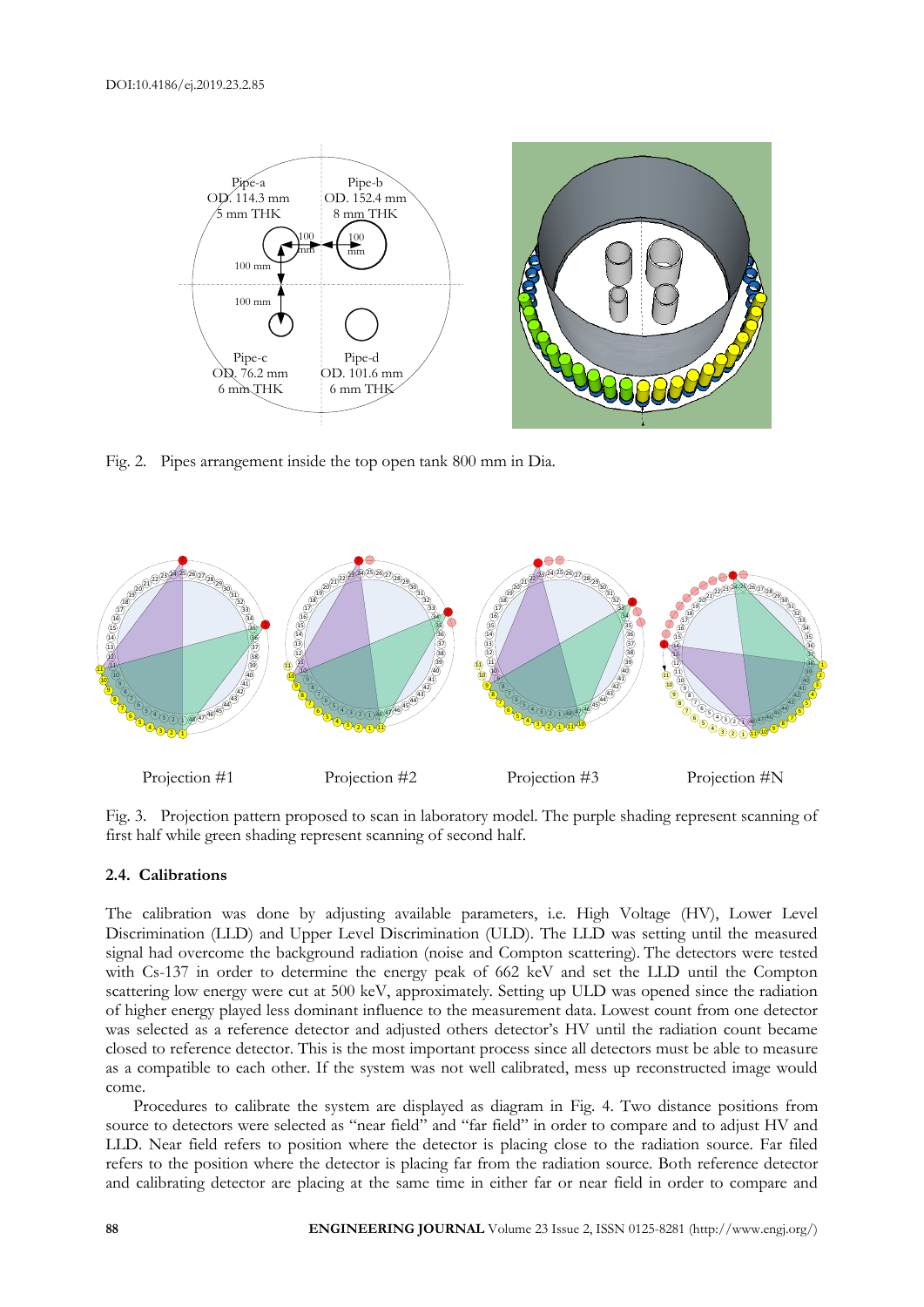Fig. 2. Pipes arrangement inside the top open tank 800 mm in Dia.

Fig. 3. Projection pattern proposed to scan in laboratory model. The purple shading represent scanning of first half while green shading represent scanning of second half.

### 2.4. Calibrations

The calibration was done by adjusting available parameters, i.e. High Voltage (HV), Lower Level Discrimination (LLD) and Upper Level Discrimination (ULD). The LLD was setting until the measured signal had overcome the background radiation (noise and Compton scattering). The detectors were tested with Cs-137 in order to determine the energy peak of 662 keV and set the LLD until the Compton scattering low energy were cut at 500 keV, approximately. Setting up ULD was opened since the radiation of higher energy played less dominant influence to the measurement data. Lowest count from one detector was selected as a reference detector and adjusted others detector's HV until the radiation count became closed to reference detector. This is the most important process since all detectors must be able to measure as a compatible to each other. If the system was not well calibrated, mess up reconstructed image would come.

Procedures to calibrate the system are displayed as diagram in Fig. 4. Two distance positions from source to detectors were selected as "near field" and "far field" in order to compare and to adjust HV and LLD. Near field refers to position where the detector is placing close to the radiation source. Far filed refers to the position where the detector is placing far from the radiation source. Both reference detector and calibrating detector are placing at the same time in either far or near field in order to compare and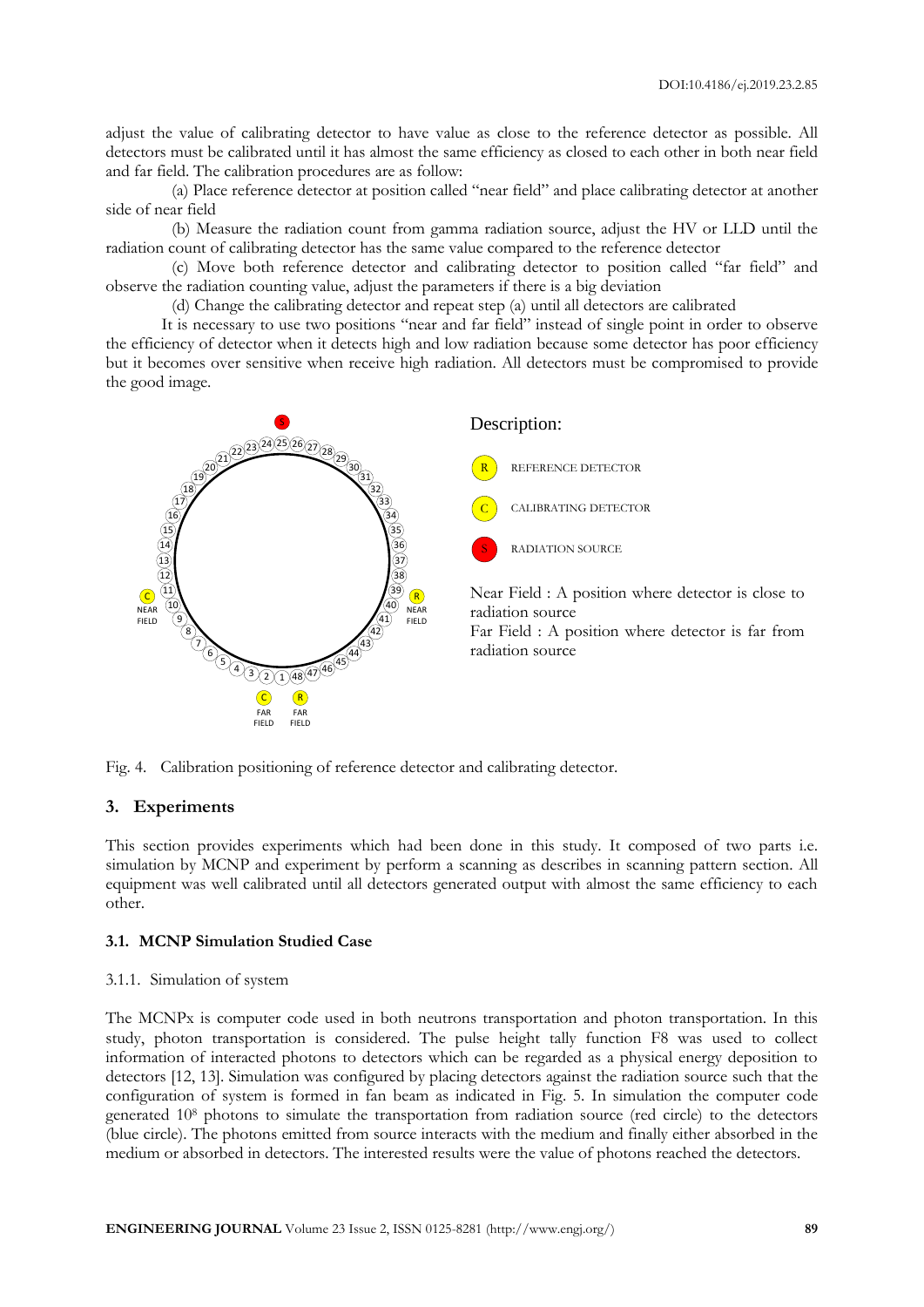adjust the value of calibrating detector to have value as close to the reference detector as possible. All detectors must be calibrated until it has almost the same efficiency as closed to each other in both near field and far field. The calibration procedures are as follow:

(a) Place reference detector at position called "near field" and place calibrating detector at another side of near field

(b) Measure the radiation count from gamma radiation source, adjust the HV or LLD until the radiation count of calibrating detector has the same value compared to the reference detector

(c) Move both reference detector and calibrating detector to position called "far field" and observe the radiation counting value, adjust the parameters if there is a big deviation

(d) Change the calibrating detector and repeat step (a) until all detectors are calibrated

It is necessary to use two positions "near and far field" instead of single point in order to observe the efficiency of detector when it detects high and low radiation because some detector has poor efficiency but it becomes over sensitive when receive high radiation. All detectors must be compromised to provide the good image.

Description:

R REFERENCE DETECTOR

C CALIBRATING DETECTOR

S RADIATION SOURCE

Near Field : A position where detector is close to radiation source

Far Field : A position where detector is far from radiation source

Fig. 4. Calibration positioning of reference detector and calibrating detector.

## 3. Experiments

This section provides experiments which had been done in this study. It composed of two parts i.e. simulation by MCNP and experiment by perform a scanning as describes in scanning pattern section. All equipment was well calibrated until all detectors generated output with almost the same efficiency to each other.

### 3.1. MCNP Simulation Studied Case

#### 3.1.1. Simulation of system

The MCNPx is computer code used in both neutrons transportation and photon transportation. In this study, photon transportation is considered. The pulse height tally function F8 was used to collect information of interacted photons to detectors which can be regarded as a physical energy deposition to detectors [12, 13]. Simulation was configured by placing detectors against the radiation source such that the configuration of system is formed in fan beam as indicated in Fig. 5. In simulation the computer code generated $10^8$ photons to simulate the transportation from radiation source (red circle) to the detectors (blue circle). The photons emitted from source interacts with the medium and finally either absorbed in the medium or absorbed in detectors. The interested results were the value of photons reached the detectors.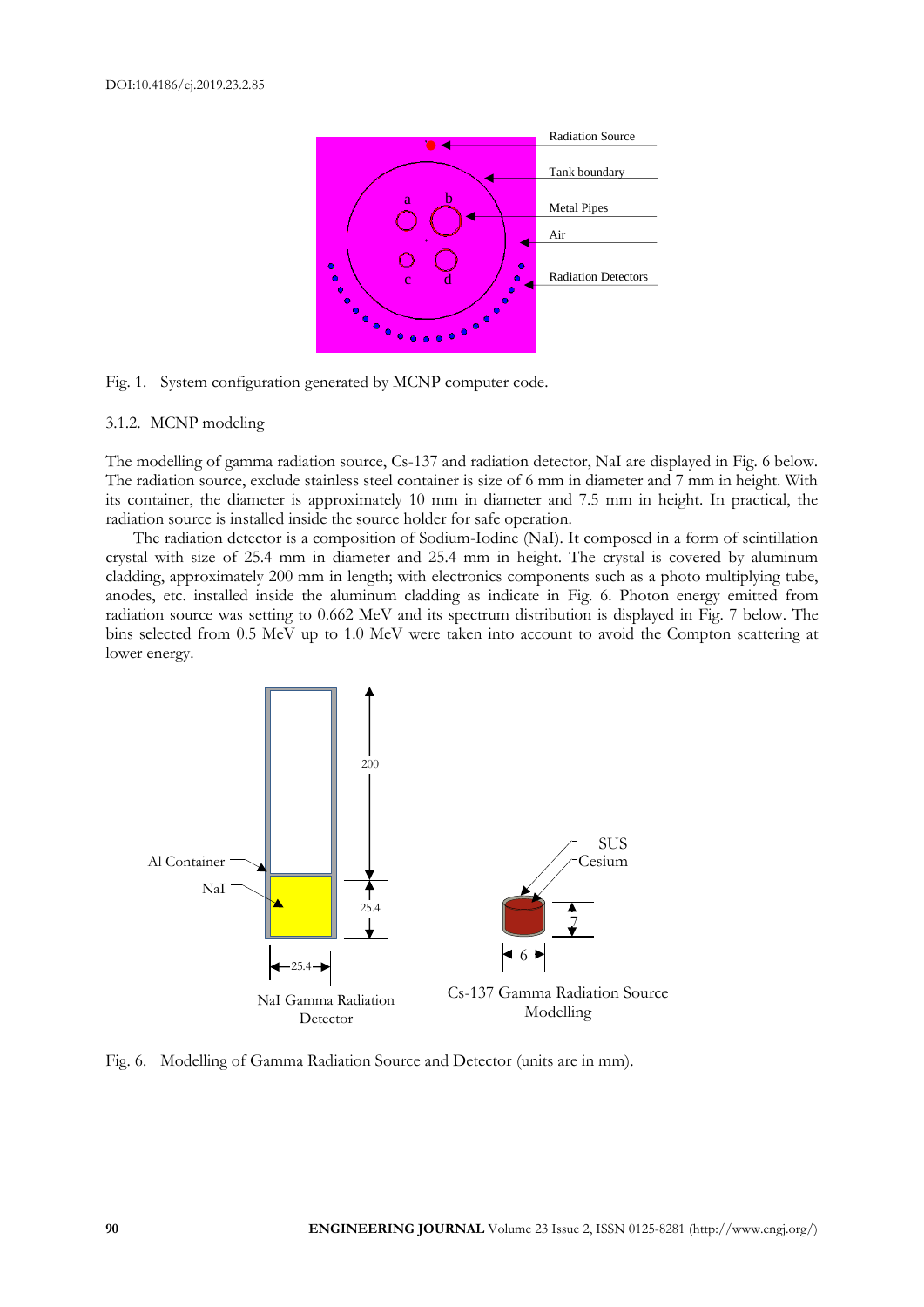Fig. 1. System configuration generated by MCNP computer code.

### 3.1.2. MCNP modeling

The modelling of gamma radiation source, Cs-137 and radiation detector, NaI are displayed in Fig. 6 below. The radiation source, exclude stainless steel container is size of 6 mm in diameter and 7 mm in height. With its container, the diameter is approximately 10 mm in diameter and 7.5 mm in height. In practical, the radiation source is installed inside the source holder for safe operation.

The radiation detector is a composition of Sodium-Iodine (NaI). It composed in a form of scintillation crystal with size of 25.4 mm in diameter and 25.4 mm in height. The crystal is covered by aluminum cladding, approximately 200 mm in length; with electronics components such as a photo multiplying tube, anodes, etc. installed inside the aluminum cladding as indicate in Fig. 6. Photon energy emitted from radiation source was setting to 0.662 MeV and its spectrum distribution is displayed in Fig. 7 below. The bins selected from 0.5 MeV up to 1.0 MeV were taken into account to avoid the Compton scattering at lower energy.

Fig. 6. Modelling of Gamma Radiation Source and Detector (units are in mm).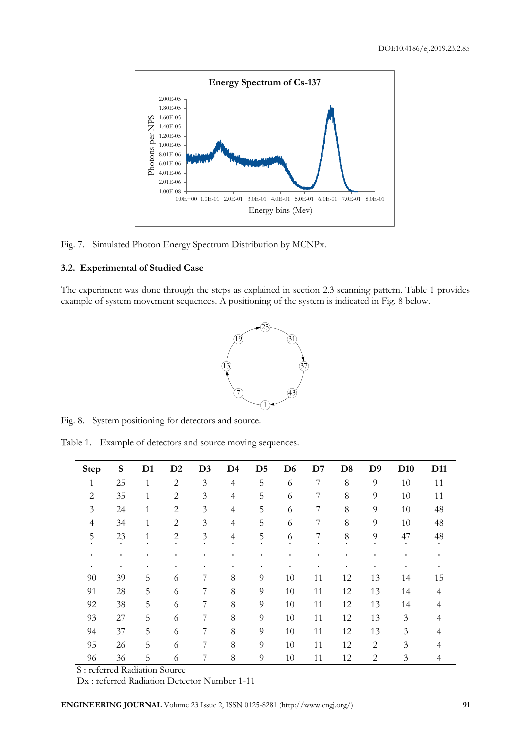Fig. 7. Simulated Photon Energy Spectrum Distribution by MCNPx.

### 3.2. Experimental of Studied Case

The experiment was done through the steps as explained in section 2.3 scanning pattern. Table 1 provides example of system movement sequences. A positioning of the system is indicated in Fig. 8 below.

Fig. 8. System positioning for detectors and source.

Table 1. Example of detectors and source moving sequences.

| Step | S | D1 | D2 | D3 | D4 | D5 | D6 | D7 | D8 | D9 | D10 | D11 |
|---|---|---|---|---|---|---|---|---|---|---|---|---|
| 1 | 25 | 1 | 2 | 3 | 4 | 5 | 6 | 7 | 8 | 9 | 10 | 11 |
| 2 | 35 | 1 | 2 | 3 | 4 | 5 | 6 | 7 | 8 | 9 | 10 | 11 |
| 3 | 24 | 1 | 2 | 3 | 4 | 5 | 6 | 7 | 8 | 9 | 10 | 48 |
| 4 | 34 | 1 | 2 | 3 | 4 | 5 | 6 | 7 | 8 | 9 | 10 | 48 |
| 5 | 23 | 1 | 2 | 3 | 4 | 5 | 6 | 7 | 8 | 9 | 47 | 48 |
| . | . | . | . | . | . | . | . | . | . | . | . | . |
| . | . | . | . | . | . | . | . | . | . | . | . | . |
| . | . | . | . | . | . | . | . | . | . | . | . | . |
| 90 | 39 | 5 | 6 | 7 | 8 | 9 | 10 | 11 | 12 | 13 | 14 | 15 |
| 91 | 28 | 5 | 6 | 7 | 8 | 9 | 10 | 11 | 12 | 13 | 14 | 4 |
| 92 | 38 | 5 | 6 | 7 | 8 | 9 | 10 | 11 | 12 | 13 | 14 | 4 |
| 93 | 27 | 5 | 6 | 7 | 8 | 9 | 10 | 11 | 12 | 13 | 3 | 4 |
| 94 | 37 | 5 | 6 | 7 | 8 | 9 | 10 | 11 | 12 | 13 | 3 | 4 |
| 95 | 26 | 5 | 6 | 7 | 8 | 9 | 10 | 11 | 12 | 2 | 3 | 4 |
| 96 | 36 | 5 | 6 | 7 | 8 | 9 | 10 | 11 | 12 | 2 | 3 | 4 |

S : referred Radiation Source

Dx : referred Radiation Detector Number 1-11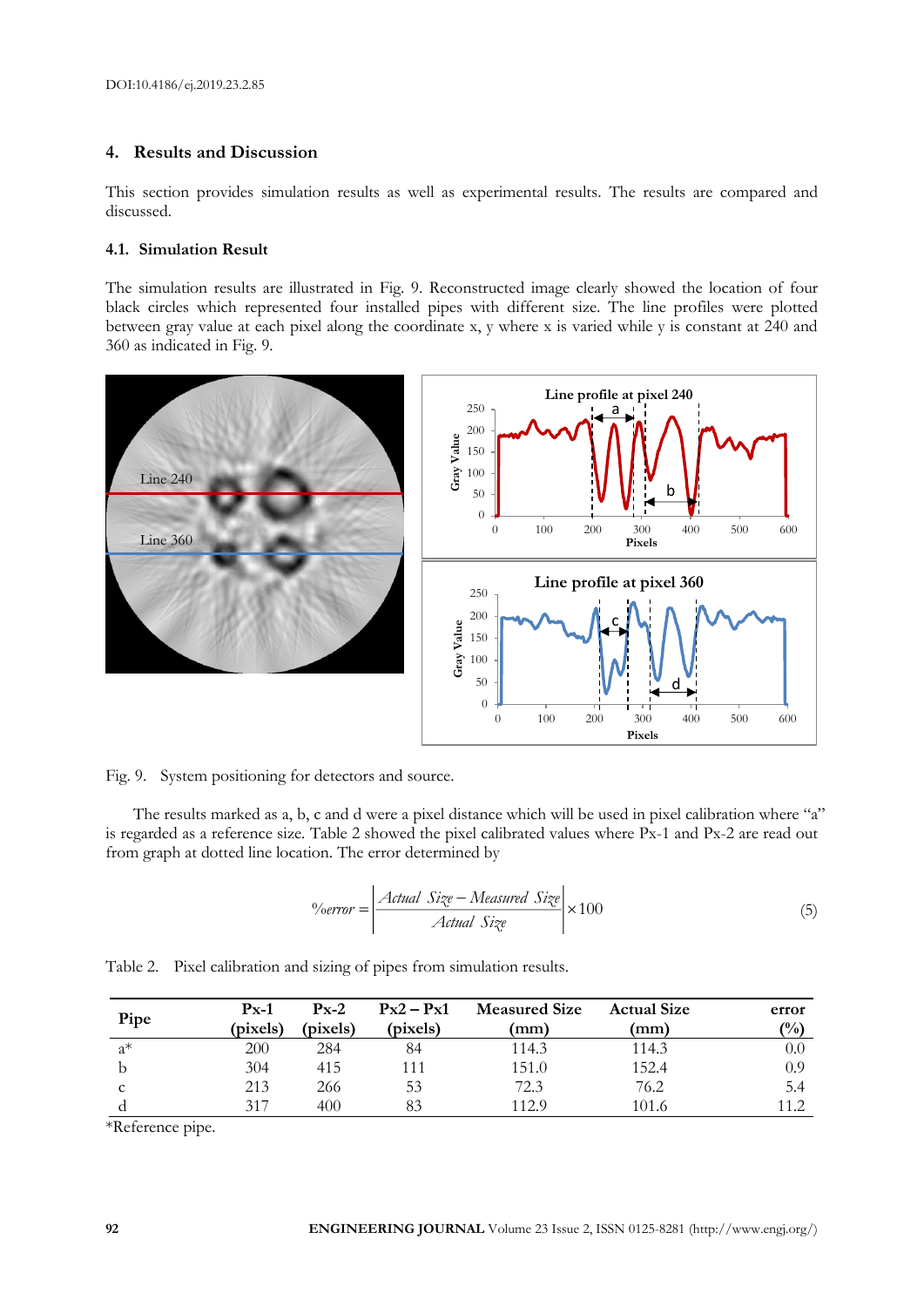## 4. Results and Discussion

This section provides simulation results as well as experimental results. The results are compared and discussed.

### 4.1. Simulation Result

The simulation results are illustrated in Fig. 9. Reconstructed image clearly showed the location of four black circles which represented four installed pipes with different size. The line profiles were plotted between gray value at each pixel along the coordinate x, y where x is varied while y is constant at 240 and 360 as indicated in Fig. 9.

Fig. 9. System positioning for detectors and source.

The results marked as a, b, c and d were a pixel distance which will be used in pixel calibration where "a" is regarded as a reference size. Table 2 showed the pixel calibrated values where Px-1 and Px-2 are read out from graph at dotted line location. The error determined by

$$\%error = \left| \frac{Actual\ Size - Measured\ Size}{Actual\ Size} \right| \times 100 \tag{5}$$

Table 2. Pixel calibration and sizing of pipes from simulation results.

| Pipe | Px-1 (pixels) | Px-2 (pixels) | Px2 – Px1 (pixels) | Measured Size (mm) | Actual Size (mm) | error (%) |
|---|---|---|---|---|---|---|
| a* | 200 | 284 | 84 | 114.3 | 114.3 | 0.0 |
| b | 304 | 415 | 111 | 151.0 | 152.4 | 0.9 |
| c | 213 | 266 | 53 | 72.3 | 76.2 | 5.4 |
| d | 317 | 400 | 83 | 112.9 | 101.6 | 11.2 |

*Reference pipe.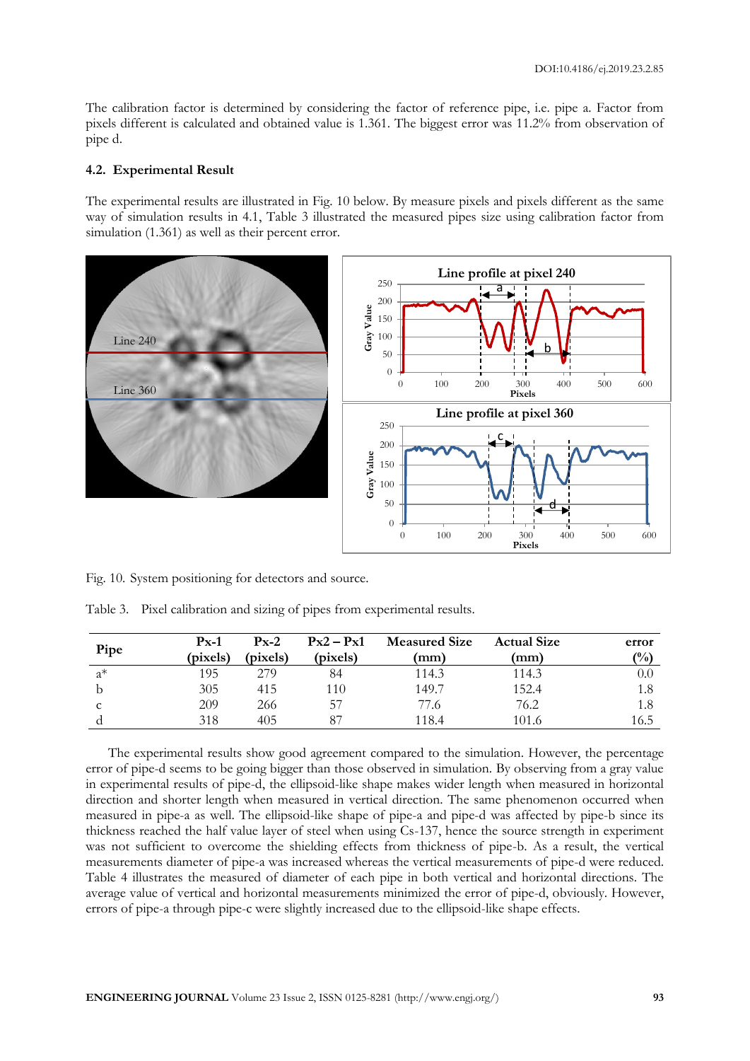The calibration factor is determined by considering the factor of reference pipe, i.e. pipe a. Factor from pixels different is calculated and obtained value is 1.361. The biggest error was 11.2% from observation of pipe d.

### 4.2. Experimental Result

The experimental results are illustrated in Fig. 10 below. By measure pixels and pixels different as the same way of simulation results in 4.1, Table 3 illustrated the measured pipes size using calibration factor from simulation (1.361) as well as their percent error.

Fig. 10. System positioning for detectors and source.

Table 3. Pixel calibration and sizing of pipes from experimental results.

| Pipe | Px-1 (pixels) | Px-2 (pixels) | Px2 – Px1 (pixels) | Measured Size (mm) | Actual Size (mm) | error (%) |
|---|---|---|---|---|---|---|
| a* | 195 | 279 | 84 | 114.3 | 114.3 | 0.0 |
| b | 305 | 415 | 110 | 149.7 | 152.4 | 1.8 |
| c | 209 | 266 | 57 | 77.6 | 76.2 | 1.8 |
| d | 318 | 405 | 87 | 118.4 | 101.6 | 16.5 |

The experimental results show good agreement compared to the simulation. However, the percentage error of pipe-d seems to be going bigger than those observed in simulation. By observing from a gray value in experimental results of pipe-d, the ellipsoid-like shape makes wider length when measured in horizontal direction and shorter length when measured in vertical direction. The same phenomenon occurred when measured in pipe-a as well. The ellipsoid-like shape of pipe-a and pipe-d was affected by pipe-b since its thickness reached the half value layer of steel when using Cs-137, hence the source strength in experiment was not sufficient to overcome the shielding effects from thickness of pipe-b. As a result, the vertical measurements diameter of pipe-a was increased whereas the vertical measurements of pipe-d were reduced. Table 4 illustrates the measured of diameter of each pipe in both vertical and horizontal directions. The average value of vertical and horizontal measurements minimized the error of pipe-d, obviously. However, errors of pipe-a through pipe-c were slightly increased due to the ellipsoid-like shape effects.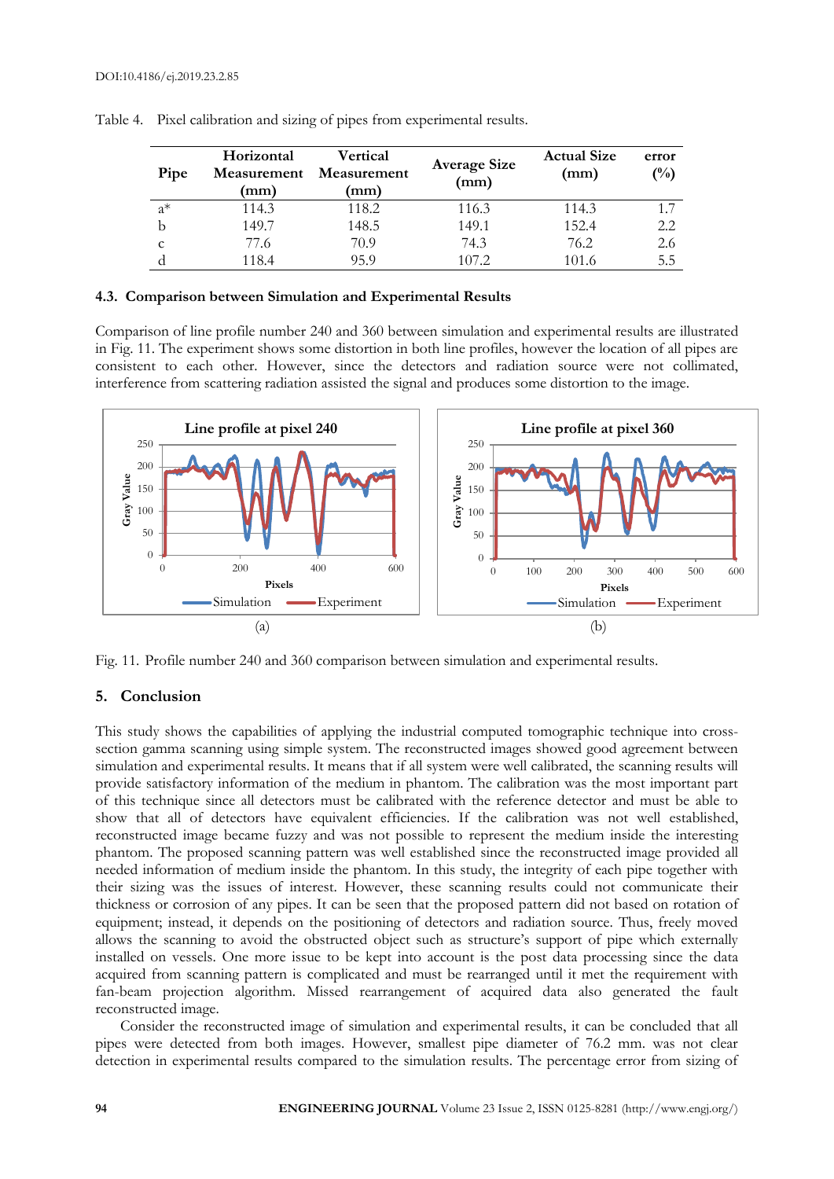Table 4. Pixel calibration and sizing of pipes from experimental results.

| Pipe | Horizontal Measurement (mm) | Vertical Measurement (mm) | Average Size (mm) | Actual Size (mm) | error (%) |
|---|---|---|---|---|---|
| a* | 114.3 | 118.2 | 116.3 | 114.3 | 1.7 |
| b | 149.7 | 148.5 | 149.1 | 152.4 | 2.2 |
| c | 77.6 | 70.9 | 74.3 | 76.2 | 2.6 |
| d | 118.4 | 95.9 | 107.2 | 101.6 | 5.5 |

### 4.3. Comparison between Simulation and Experimental Results

Comparison of line profile number 240 and 360 between simulation and experimental results are illustrated in Fig. 11. The experiment shows some distortion in both line profiles, however the location of all pipes are consistent to each other. However, since the detectors and radiation source were not collimated, interference from scattering radiation assisted the signal and produces some distortion to the image.

(a) (b)

Fig. 11. Profile number 240 and 360 comparison between simulation and experimental results.

## 5. Conclusion

This study shows the capabilities of applying the industrial computed tomographic technique into cross-section gamma scanning using simple system. The reconstructed images showed good agreement between simulation and experimental results. It means that if all system were well calibrated, the scanning results will provide satisfactory information of the medium in phantom. The calibration was the most important part of this technique since all detectors must be calibrated with the reference detector and must be able to show that all of detectors have equivalent efficiencies. If the calibration was not well established, reconstructed image became fuzzy and was not possible to represent the medium inside the interesting phantom. The proposed scanning pattern was well established since the reconstructed image provided all needed information of medium inside the phantom. In this study, the integrity of each pipe together with their sizing was the issues of interest. However, these scanning results could not communicate their thickness or corrosion of any pipes. It can be seen that the proposed pattern did not based on rotation of equipment; instead, it depends on the positioning of detectors and radiation source. Thus, freely moved allows the scanning to avoid the obstructed object such as structure's support of pipe which externally installed on vessels. One more issue to be kept into account is the post data processing since the data acquired from scanning pattern is complicated and must be rearranged until it met the requirement with fan-beam projection algorithm. Missed rearrangement of acquired data also generated the fault reconstructed image.

Consider the reconstructed image of simulation and experimental results, it can be concluded that all pipes were detected from both images. However, smallest pipe diameter of 76.2 mm. was not clear detection in experimental results compared to the simulation results. The percentage error from sizing of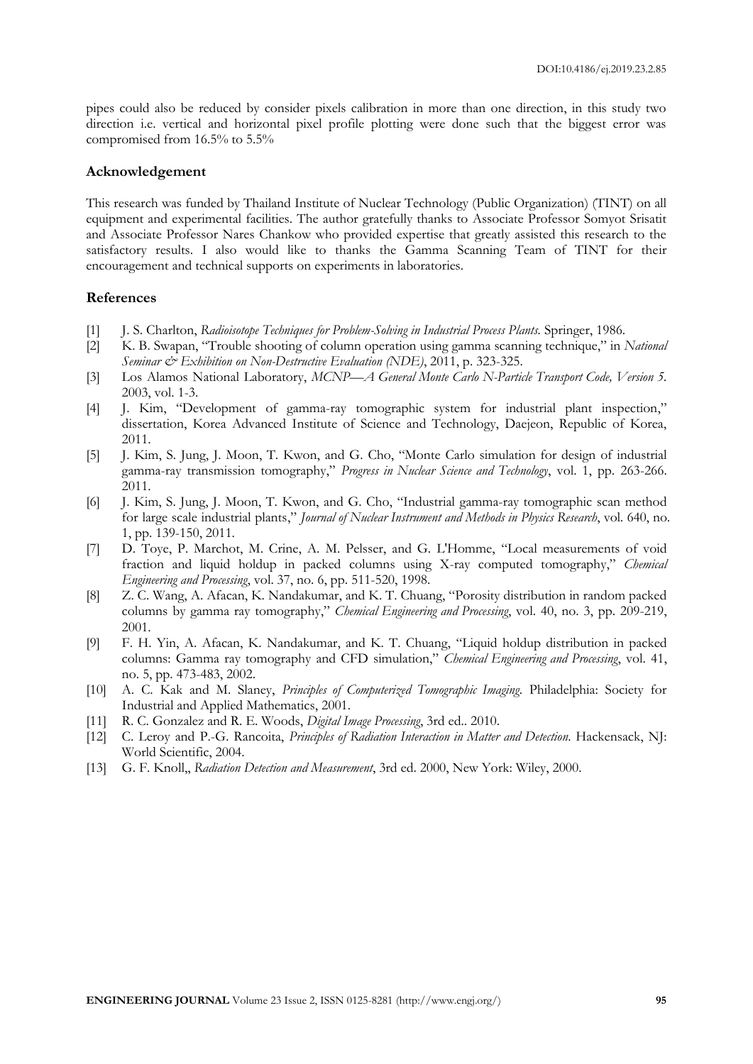pipes could also be reduced by consider pixels calibration in more than one direction, in this study two direction i.e. vertical and horizontal pixel profile plotting were done such that the biggest error was compromised from 16.5% to 5.5%

## Acknowledgement

This research was funded by Thailand Institute of Nuclear Technology (Public Organization) (TINT) on all equipment and experimental facilities. The author gratefully thanks to Associate Professor Somyot Srisatit and Associate Professor Nares Chankow who provided expertise that greatly assisted this research to the satisfactory results. I also would like to thanks the Gamma Scanning Team of TINT for their encouragement and technical supports on experiments in laboratories.

## References

[1] J. S. Charlton, *Radioisotope Techniques for Problem-Solving in Industrial Process Plants.* Springer, 1986.

[2] K. B. Swapan, "Trouble shooting of column operation using gamma scanning technique," in *National Seminar & Exhibition on Non-Destructive Evaluation (NDE)*, 2011, p. 323-325.

[3] Los Alamos National Laboratory, *MCNP—A General Monte Carlo N-Particle Transport Code, Version 5.* 2003, vol. 1-3.

[4] J. Kim, "Development of gamma-ray tomographic system for industrial plant inspection," dissertation, Korea Advanced Institute of Science and Technology, Daejeon, Republic of Korea, 2011.

[5] J. Kim, S. Jung, J. Moon, T. Kwon, and G. Cho, "Monte Carlo simulation for design of industrial gamma-ray transmission tomography," *Progress in Nuclear Science and Technology*, vol. 1, pp. 263-266. 2011.

[6] J. Kim, S. Jung, J. Moon, T. Kwon, and G. Cho, "Industrial gamma-ray tomographic scan method for large scale industrial plants," *Journal of Nuclear Instrument and Methods in Physics Research*, vol. 640, no. 1, pp. 139-150, 2011.

[7] D. Toye, P. Marchot, M. Crine, A. M. Pelsser, and G. L'Homme, "Local measurements of void fraction and liquid holdup in packed columns using X-ray computed tomography," *Chemical Engineering and Processing*, vol. 37, no. 6, pp. 511-520, 1998.

[8] Z. C. Wang, A. Afacan, K. Nandakumar, and K. T. Chuang, "Porosity distribution in random packed columns by gamma ray tomography," *Chemical Engineering and Processing*, vol. 40, no. 3, pp. 209-219, 2001.

[9] F. H. Yin, A. Afacan, K. Nandakumar, and K. T. Chuang, "Liquid holdup distribution in packed columns: Gamma ray tomography and CFD simulation," *Chemical Engineering and Processing*, vol. 41, no. 5, pp. 473-483, 2002.

[10] A. C. Kak and M. Slaney, *Principles of Computerized Tomographic Imaging.* Philadelphia: Society for Industrial and Applied Mathematics, 2001.

[11] R. C. Gonzalez and R. E. Woods, *Digital Image Processing*, 3rd ed.. 2010.

[12] C. Leroy and P.-G. Rancoita, *Principles of Radiation Interaction in Matter and Detection.* Hackensack, NJ: World Scientific, 2004.

[13] G. F. Knoll,, *Radiation Detection and Measurement*, 3rd ed. 2000, New York: Wiley, 2000.